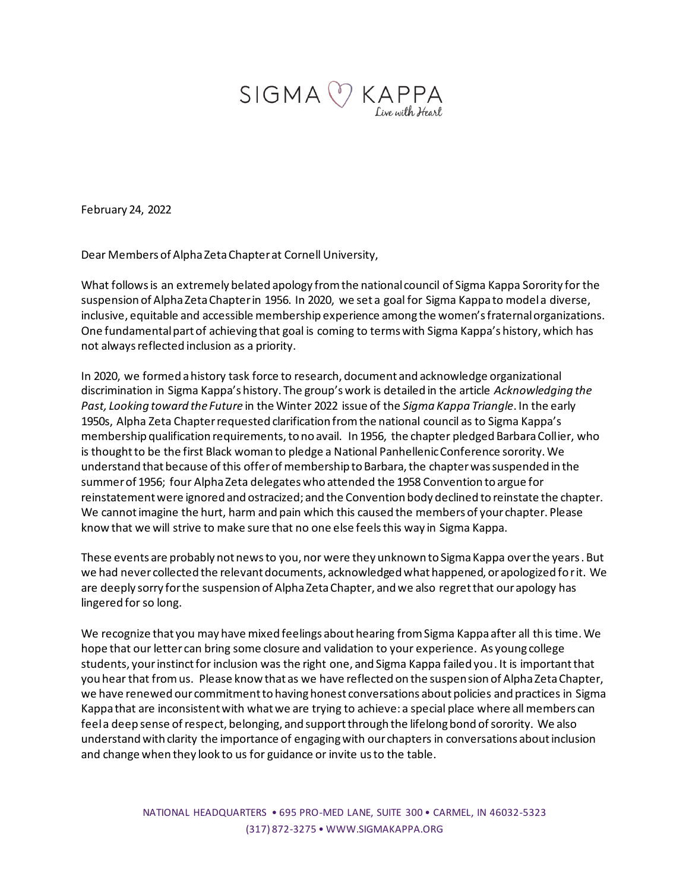SIGMA KAPPA
Live with Heart

February 24, 2022

Dear Members of Alpha Zeta Chapter at Cornell University,

What follows is an extremely belated apology from the national council of Sigma Kappa Sorority for the suspension of Alpha Zeta Chapter in 1956. In 2020, we set a goal for Sigma Kappa to model a diverse, inclusive, equitable and accessible membership experience among the women's fraternal organizations. One fundamental part of achieving that goal is coming to terms with Sigma Kappa's history, which has not always reflected inclusion as a priority.

In 2020, we formed a history task force to research, document and acknowledge organizational discrimination in Sigma Kappa's history. The group's work is detailed in the article *Acknowledging the Past, Looking toward the Future* in the Winter 2022 issue of the *Sigma Kappa Triangle*. In the early 1950s, Alpha Zeta Chapter requested clarification from the national council as to Sigma Kappa's membership qualification requirements, to no avail. In 1956, the chapter pledged Barbara Collier, who is thought to be the first Black woman to pledge a National Panhellenic Conference sorority. We understand that because of this offer of membership to Barbara, the chapter was suspended in the summer of 1956; four Alpha Zeta delegates who attended the 1958 Convention to argue for reinstatement were ignored and ostracized; and the Convention body declined to reinstate the chapter. We cannot imagine the hurt, harm and pain which this caused the members of your chapter. Please know that we will strive to make sure that no one else feels this way in Sigma Kappa.

These events are probably not news to you, nor were they unknown to Sigma Kappa over the years. But we had never collected the relevant documents, acknowledged what happened, or apologized for it. We are deeply sorry for the suspension of Alpha Zeta Chapter, and we also regret that our apology has lingered for so long.

We recognize that you may have mixed feelings about hearing from Sigma Kappa after all this time. We hope that our letter can bring some closure and validation to your experience. As young college students, your instinct for inclusion was the right one, and Sigma Kappa failed you. It is important that you hear that from us. Please know that as we have reflected on the suspension of Alpha Zeta Chapter, we have renewed our commitment to having honest conversations about policies and practices in Sigma Kappa that are inconsistent with what we are trying to achieve: a special place where all members can feel a deep sense of respect, belonging, and support through the lifelong bond of sorority. We also understand with clarity the importance of engaging with our chapters in conversations about inclusion and change when they look to us for guidance or invite us to the table.

NATIONAL HEADQUARTERS • 695 PRO-MED LANE, SUITE 300 • CARMEL, IN 46032-5323
(317) 872-3275 • WWW.SIGMAKAPPA.ORG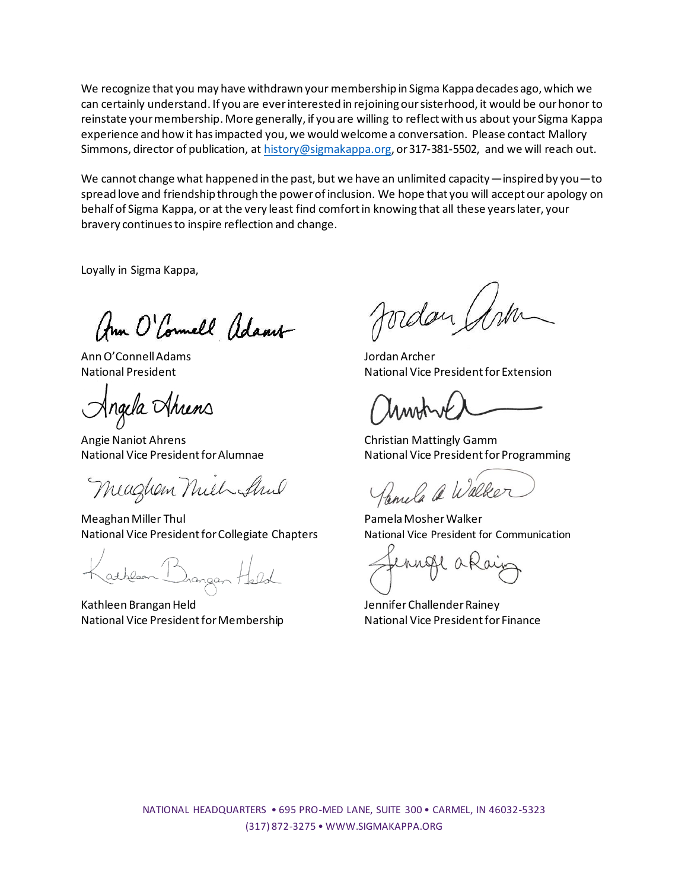We recognize that you may have withdrawn your membership in Sigma Kappa decades ago, which we can certainly understand. If you are ever interested in rejoining our sisterhood, it would be our honor to reinstate your membership. More generally, if you are willing to reflect with us about your Sigma Kappa experience and how it has impacted you, we would welcome a conversation. Please contact Mallory Simmons, director of publication, at history@sigmakappa.org, or 317-381-5502, and we will reach out.

We cannot change what happened in the past, but we have an unlimited capacity—inspired by you—to spread love and friendship through the power of inclusion. We hope that you will accept our apology on behalf of Sigma Kappa, or at the very least find comfort in knowing that all these years later, your bravery continues to inspire reflection and change.

Loyally in Sigma Kappa,

Ann O'Connell Adams
National President

Jordan Archer
National Vice President for Extension

Angie Naniot Ahrens
National Vice President for Alumnae

Christian Mattingly Gamm
National Vice President for Programming

Meaghan Miller Thul
National Vice President for Collegiate Chapters

Pamela Mosher Walker
National Vice President for Communication

Kathleen Brangan Held
National Vice President for Membership

Jennifer Challender Rainey
National Vice President for Finance

NATIONAL HEADQUARTERS • 695 PRO-MED LANE, SUITE 300 • CARMEL, IN 46032-5323
(317) 872-3275 • WWW.SIGMAKAPPA.ORG